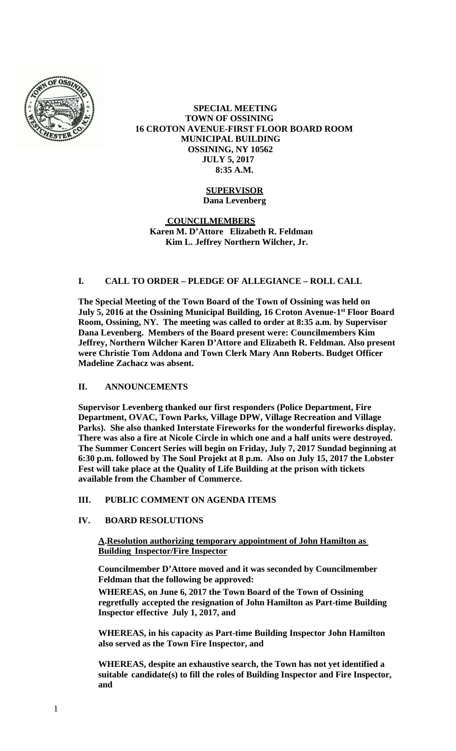**SPECIAL MEETING**
**TOWN OF OSSINING**
**16 CROTON AVENUE-FIRST FLOOR BOARD ROOM**
**MUNICIPAL BUILDING**
**OSSINING, NY 10562**
**JULY 5, 2017**
**8:35 A.M.**

**SUPERVISOR**
**Dana Levenberg**

**COUNCILMEMBERS**
**Karen M. D'Attore Elizabeth R. Feldman**
**Kim L. Jeffrey Northern Wilcher, Jr.**

## I. CALL TO ORDER – PLEDGE OF ALLEGIANCE – ROLL CALL

**The Special Meeting of the Town Board of the Town of Ossining was held on July 5, 2016 at the Ossining Municipal Building, 16 Croton Avenue-1st Floor Board Room, Ossining, NY. The meeting was called to order at 8:35 a.m. by Supervisor Dana Levenberg. Members of the Board present were: Councilmembers Kim Jeffrey, Northern Wilcher Karen D'Attore and Elizabeth R. Feldman. Also present were Christie Tom Addona and Town Clerk Mary Ann Roberts. Budget Officer Madeline Zachacz was absent.**

## II. ANNOUNCEMENTS

**Supervisor Levenberg thanked our first responders (Police Department, Fire Department, OVAC, Town Parks, Village DPW, Village Recreation and Village Parks). She also thanked Interstate Fireworks for the wonderful fireworks display. There was also a fire at Nicole Circle in which one and a half units were destroyed. The Summer Concert Series will begin on Friday, July 7, 2017 Sundad beginning at 6:30 p.m. followed by The Soul Projekt at 8 p.m. Also on July 15, 2017 the Lobster Fest will take place at the Quality of Life Building at the prison with tickets available from the Chamber of Commerce.**

## III. PUBLIC COMMENT ON AGENDA ITEMS

## IV. BOARD RESOLUTIONS

**A. Resolution authorizing temporary appointment of John Hamilton as Building Inspector/Fire Inspector**

**Councilmember D'Attore moved and it was seconded by Councilmember Feldman that the following be approved:**

**WHEREAS, on June 6, 2017 the Town Board of the Town of Ossining regretfully accepted the resignation of John Hamilton as Part-time Building Inspector effective July 1, 2017, and**

**WHEREAS, in his capacity as Part-time Building Inspector John Hamilton also served as the Town Fire Inspector, and**

**WHEREAS, despite an exhaustive search, the Town has not yet identified a suitable candidate(s) to fill the roles of Building Inspector and Fire Inspector, and**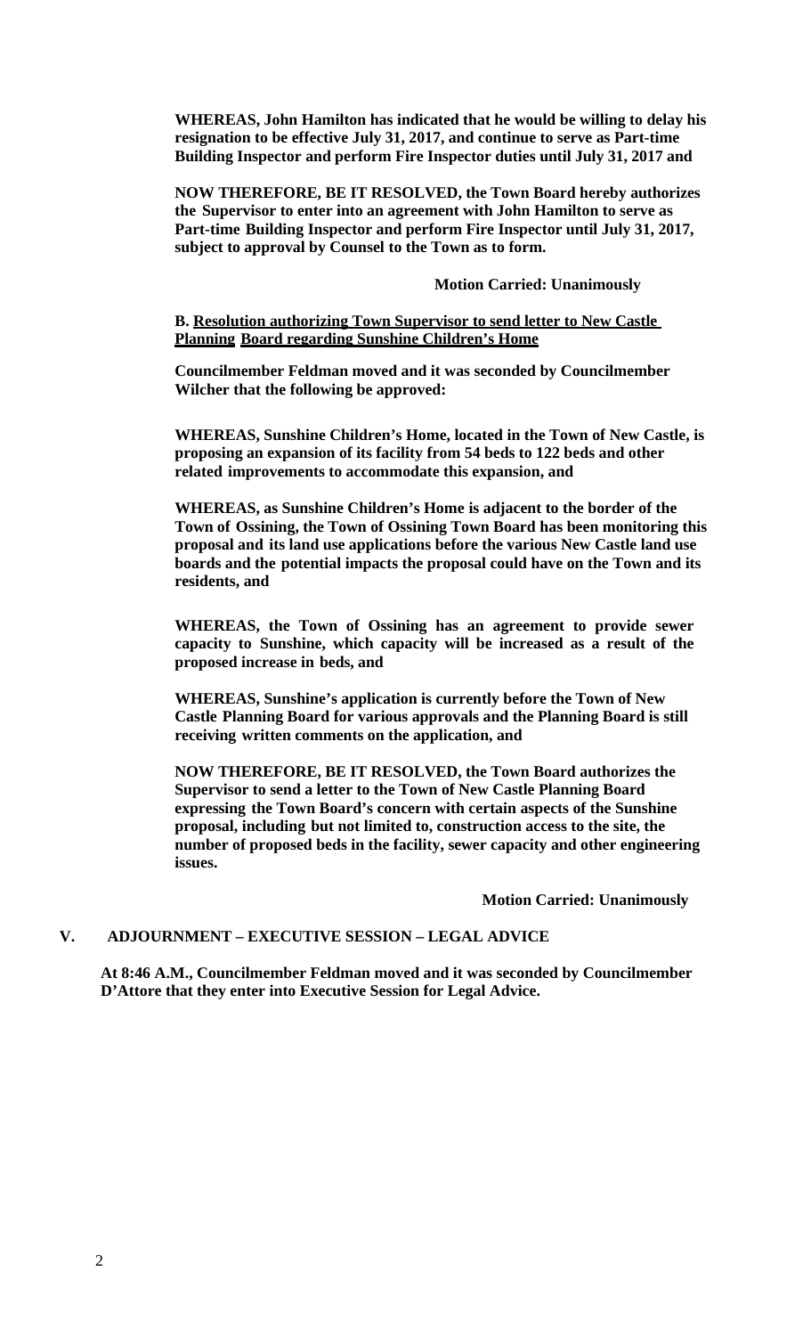**WHEREAS, John Hamilton has indicated that he would be willing to delay his resignation to be effective July 31, 2017, and continue to serve as Part-time Building Inspector and perform Fire Inspector duties until July 31, 2017 and**

**NOW THEREFORE, BE IT RESOLVED, the Town Board hereby authorizes the Supervisor to enter into an agreement with John Hamilton to serve as Part-time Building Inspector and perform Fire Inspector until July 31, 2017, subject to approval by Counsel to the Town as to form.**

**Motion Carried: Unanimously**

**B. Resolution authorizing Town Supervisor to send letter to New Castle Planning Board regarding Sunshine Children's Home**

**Councilmember Feldman moved and it was seconded by Councilmember Wilcher that the following be approved:**

**WHEREAS, Sunshine Children's Home, located in the Town of New Castle, is proposing an expansion of its facility from 54 beds to 122 beds and other related improvements to accommodate this expansion, and**

**WHEREAS, as Sunshine Children's Home is adjacent to the border of the Town of Ossining, the Town of Ossining Town Board has been monitoring this proposal and its land use applications before the various New Castle land use boards and the potential impacts the proposal could have on the Town and its residents, and**

**WHEREAS, the Town of Ossining has an agreement to provide sewer capacity to Sunshine, which capacity will be increased as a result of the proposed increase in beds, and**

**WHEREAS, Sunshine's application is currently before the Town of New Castle Planning Board for various approvals and the Planning Board is still receiving written comments on the application, and**

**NOW THEREFORE, BE IT RESOLVED, the Town Board authorizes the Supervisor to send a letter to the Town of New Castle Planning Board expressing the Town Board's concern with certain aspects of the Sunshine proposal, including but not limited to, construction access to the site, the number of proposed beds in the facility, sewer capacity and other engineering issues.**

**Motion Carried: Unanimously**

## V. ADJOURNMENT – EXECUTIVE SESSION – LEGAL ADVICE

**At 8:46 A.M., Councilmember Feldman moved and it was seconded by Councilmember D'Attore that they enter into Executive Session for Legal Advice.**